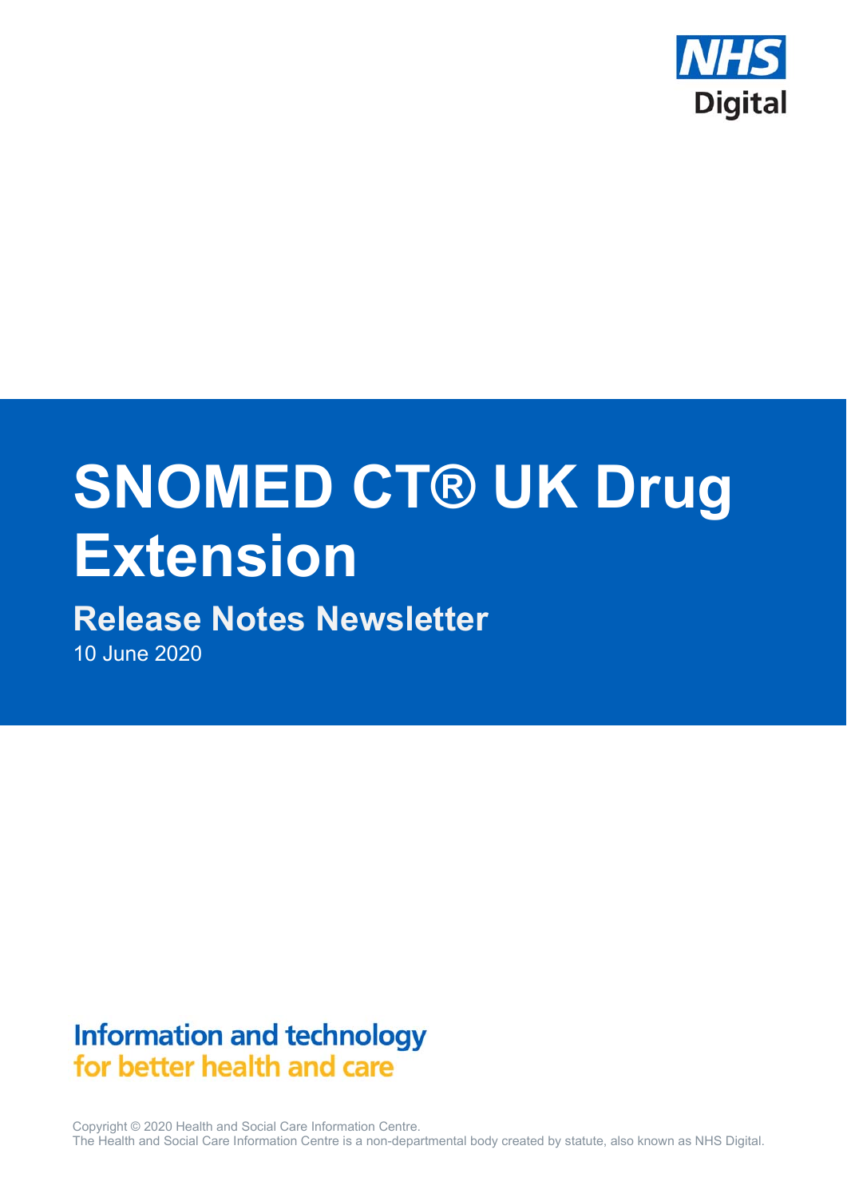NHS Digital

# SNOMED CT® UK Drug Extension

## Release Notes Newsletter

10 June 2020

**Information and technology for better health and care**

Copyright © 2020 Health and Social Care Information Centre.
The Health and Social Care Information Centre is a non-departmental body created by statute, also known as NHS Digital.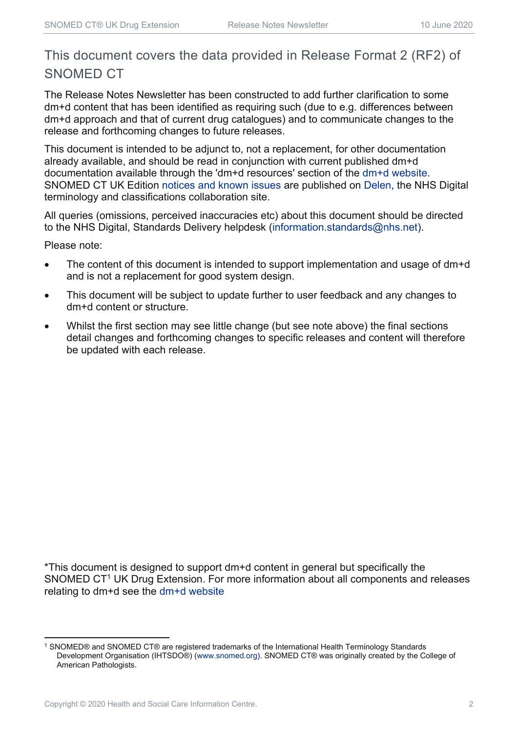# This document covers the data provided in Release Format 2 (RF2) of SNOMED CT

The Release Notes Newsletter has been constructed to add further clarification to some dm+d content that has been identified as requiring such (due to e.g. differences between dm+d approach and that of current drug catalogues) and to communicate changes to the release and forthcoming changes to future releases.

This document is intended to be adjunct to, not a replacement, for other documentation already available, and should be read in conjunction with current published dm+d documentation available through the 'dm+d resources' section of the dm+d website. SNOMED CT UK Edition notices and known issues are published on Delen, the NHS Digital terminology and classifications collaboration site.

All queries (omissions, perceived inaccuracies etc) about this document should be directed to the NHS Digital, Standards Delivery helpdesk (information.standards@nhs.net).

Please note:

- The content of this document is intended to support implementation and usage of dm+d and is not a replacement for good system design.
- This document will be subject to update further to user feedback and any changes to dm+d content or structure.
- Whilst the first section may see little change (but see note above) the final sections detail changes and forthcoming changes to specific releases and content will therefore be updated with each release.

*This document is designed to support dm+d content in general but specifically the SNOMED CT[1] UK Drug Extension. For more information about all components and releases relating to dm+d see the dm+d website

[1] SNOMED® and SNOMED CT® are registered trademarks of the International Health Terminology Standards Development Organisation (IHTSDO®) (www.snomed.org). SNOMED CT® was originally created by the College of American Pathologists.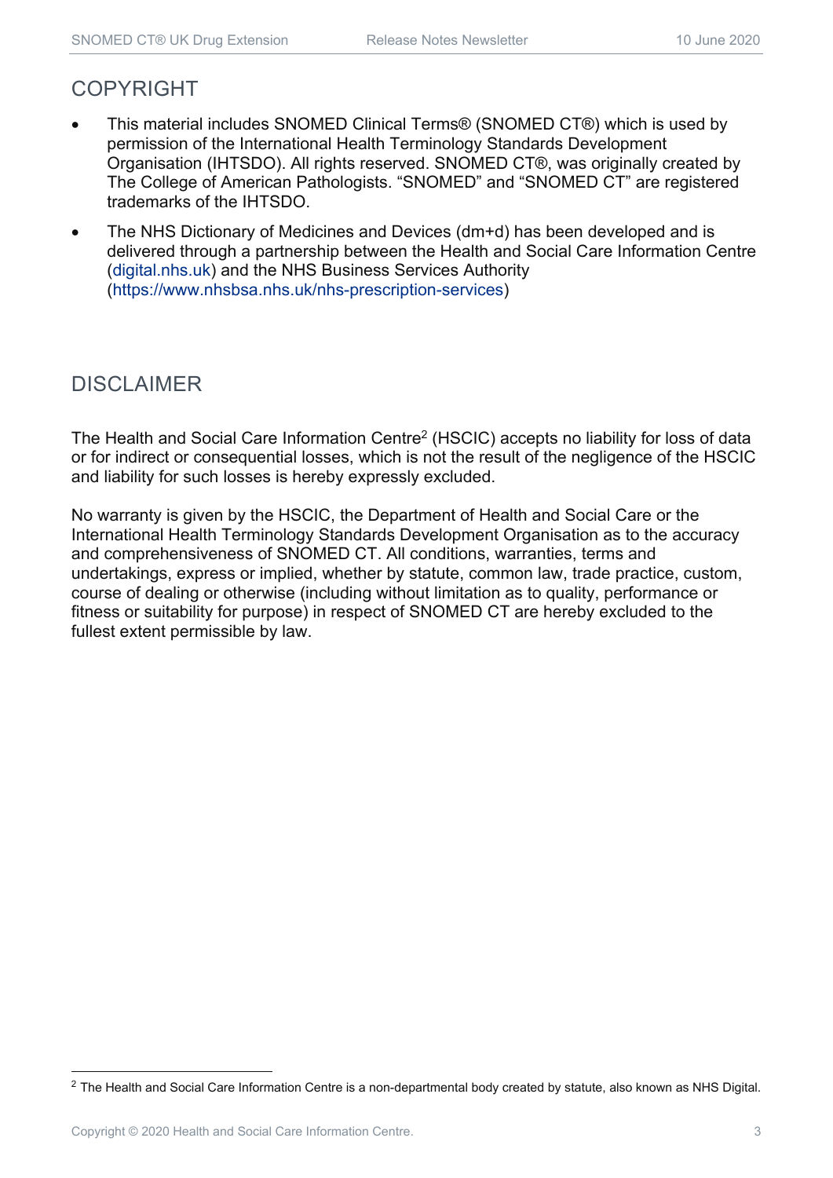## COPYRIGHT

- This material includes SNOMED Clinical Terms® (SNOMED CT®) which is used by permission of the International Health Terminology Standards Development Organisation (IHTSDO). All rights reserved. SNOMED CT®, was originally created by The College of American Pathologists. "SNOMED" and "SNOMED CT" are registered trademarks of the IHTSDO.
- The NHS Dictionary of Medicines and Devices (dm+d) has been developed and is delivered through a partnership between the Health and Social Care Information Centre (digital.nhs.uk) and the NHS Business Services Authority (https://www.nhsbsa.nhs.uk/nhs-prescription-services)

## DISCLAIMER

The Health and Social Care Information Centre[2] (HSCIC) accepts no liability for loss of data or for indirect or consequential losses, which is not the result of the negligence of the HSCIC and liability for such losses is hereby expressly excluded.

No warranty is given by the HSCIC, the Department of Health and Social Care or the International Health Terminology Standards Development Organisation as to the accuracy and comprehensiveness of SNOMED CT. All conditions, warranties, terms and undertakings, express or implied, whether by statute, common law, trade practice, custom, course of dealing or otherwise (including without limitation as to quality, performance or fitness or suitability for purpose) in respect of SNOMED CT are hereby excluded to the fullest extent permissible by law.

---

[2] The Health and Social Care Information Centre is a non-departmental body created by statute, also known as NHS Digital.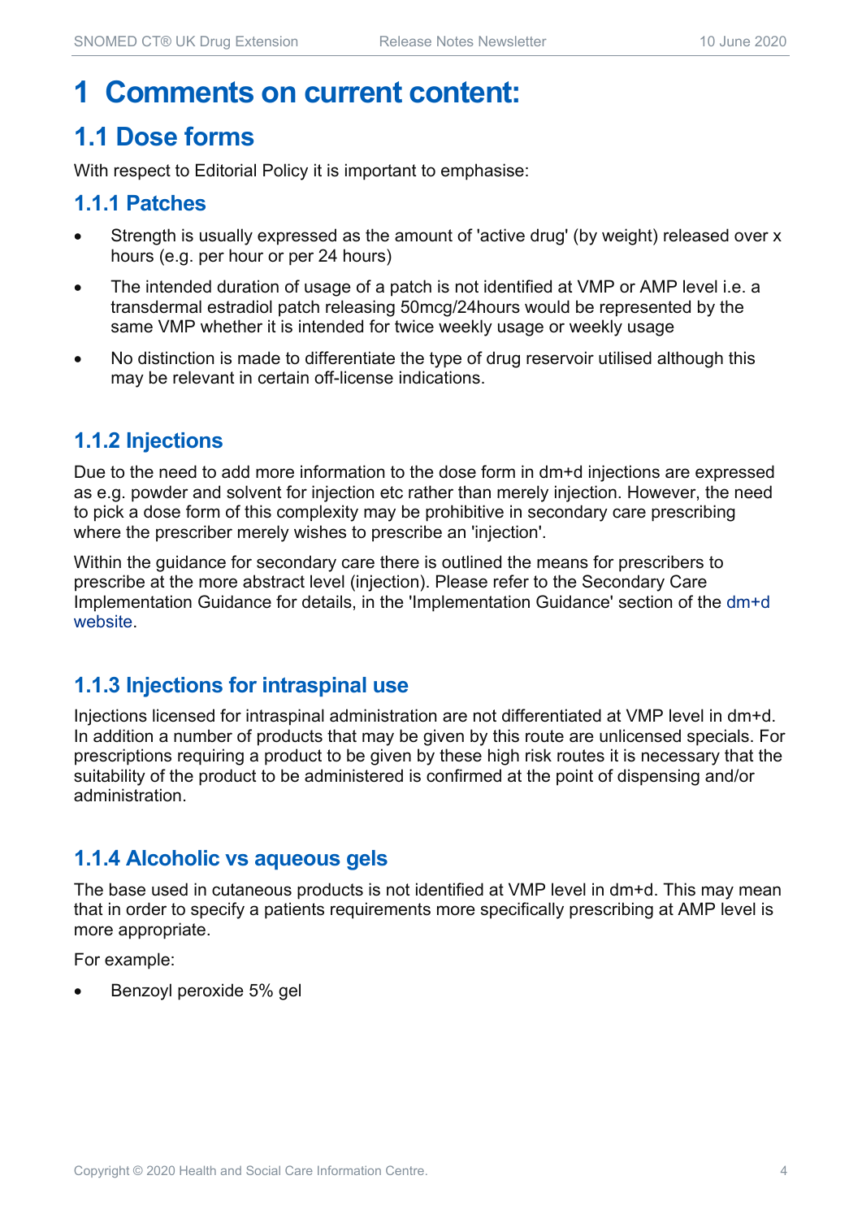# 1 Comments on current content:

## 1.1 Dose forms

With respect to Editorial Policy it is important to emphasise:

### 1.1.1 Patches

- Strength is usually expressed as the amount of 'active drug' (by weight) released over x hours (e.g. per hour or per 24 hours)
- The intended duration of usage of a patch is not identified at VMP or AMP level i.e. a transdermal estradiol patch releasing 50mcg/24hours would be represented by the same VMP whether it is intended for twice weekly usage or weekly usage
- No distinction is made to differentiate the type of drug reservoir utilised although this may be relevant in certain off-license indications.

### 1.1.2 Injections

Due to the need to add more information to the dose form in dm+d injections are expressed as e.g. powder and solvent for injection etc rather than merely injection. However, the need to pick a dose form of this complexity may be prohibitive in secondary care prescribing where the prescriber merely wishes to prescribe an 'injection'.

Within the guidance for secondary care there is outlined the means for prescribers to prescribe at the more abstract level (injection). Please refer to the Secondary Care Implementation Guidance for details, in the 'Implementation Guidance' section of the dm+d website.

### 1.1.3 Injections for intraspinal use

Injections licensed for intraspinal administration are not differentiated at VMP level in dm+d. In addition a number of products that may be given by this route are unlicensed specials. For prescriptions requiring a product to be given by these high risk routes it is necessary that the suitability of the product to be administered is confirmed at the point of dispensing and/or administration.

### 1.1.4 Alcoholic vs aqueous gels

The base used in cutaneous products is not identified at VMP level in dm+d. This may mean that in order to specify a patients requirements more specifically prescribing at AMP level is more appropriate.

For example:

- Benzoyl peroxide 5% gel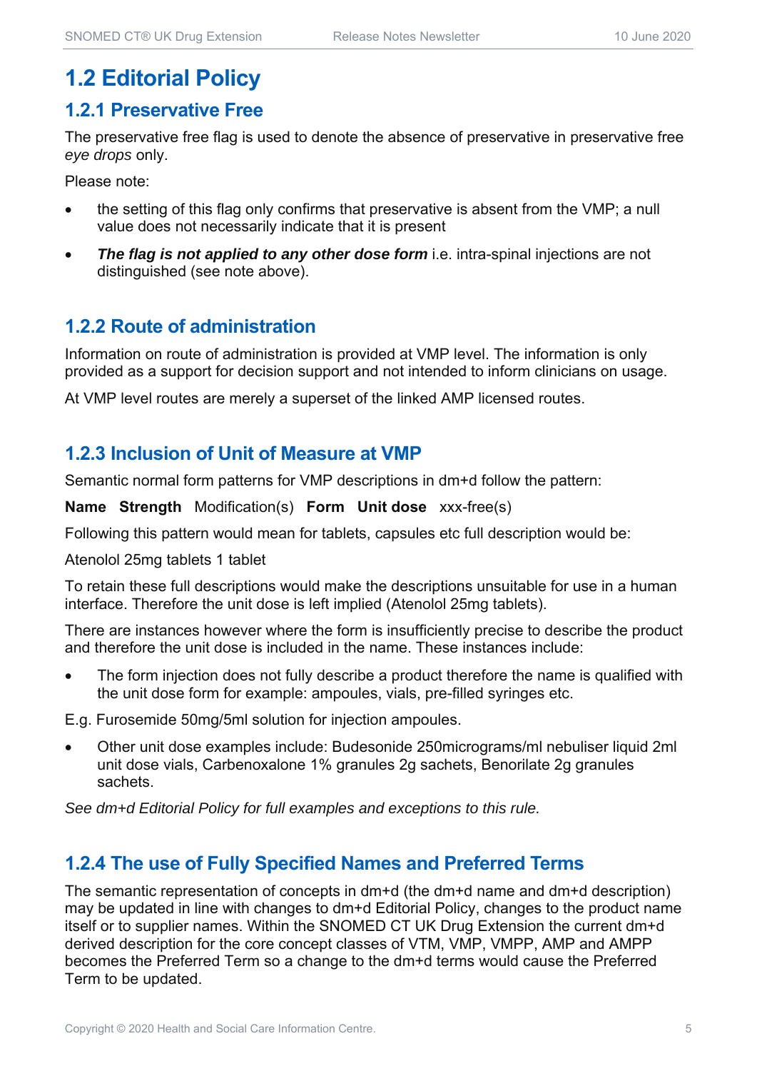# 1.2 Editorial Policy

## 1.2.1 Preservative Free

The preservative free flag is used to denote the absence of preservative in preservative free *eye drops* only.

Please note:

- the setting of this flag only confirms that preservative is absent from the VMP; a null value does not necessarily indicate that it is present
- ***The flag is not applied to any other dose form*** i.e. intra-spinal injections are not distinguished (see note above).

## 1.2.2 Route of administration

Information on route of administration is provided at VMP level. The information is only provided as a support for decision support and not intended to inform clinicians on usage.

At VMP level routes are merely a superset of the linked AMP licensed routes.

## 1.2.3 Inclusion of Unit of Measure at VMP

Semantic normal form patterns for VMP descriptions in dm+d follow the pattern:

**Name Strength** Modification(s) **Form Unit dose** xxx-free(s)

Following this pattern would mean for tablets, capsules etc full description would be:

Atenolol 25mg tablets 1 tablet

To retain these full descriptions would make the descriptions unsuitable for use in a human interface. Therefore the unit dose is left implied (Atenolol 25mg tablets).

There are instances however where the form is insufficiently precise to describe the product and therefore the unit dose is included in the name. These instances include:

- The form injection does not fully describe a product therefore the name is qualified with the unit dose form for example: ampoules, vials, pre-filled syringes etc.

E.g. Furosemide 50mg/5ml solution for injection ampoules.

- Other unit dose examples include: Budesonide 250micrograms/ml nebuliser liquid 2ml unit dose vials, Carbenoxalone 1% granules 2g sachets, Benorilate 2g granules sachets.

*See dm+d Editorial Policy for full examples and exceptions to this rule.*

## 1.2.4 The use of Fully Specified Names and Preferred Terms

The semantic representation of concepts in dm+d (the dm+d name and dm+d description) may be updated in line with changes to dm+d Editorial Policy, changes to the product name itself or to supplier names. Within the SNOMED CT UK Drug Extension the current dm+d derived description for the core concept classes of VTM, VMP, VMPP, AMP and AMPP becomes the Preferred Term so a change to the dm+d terms would cause the Preferred Term to be updated.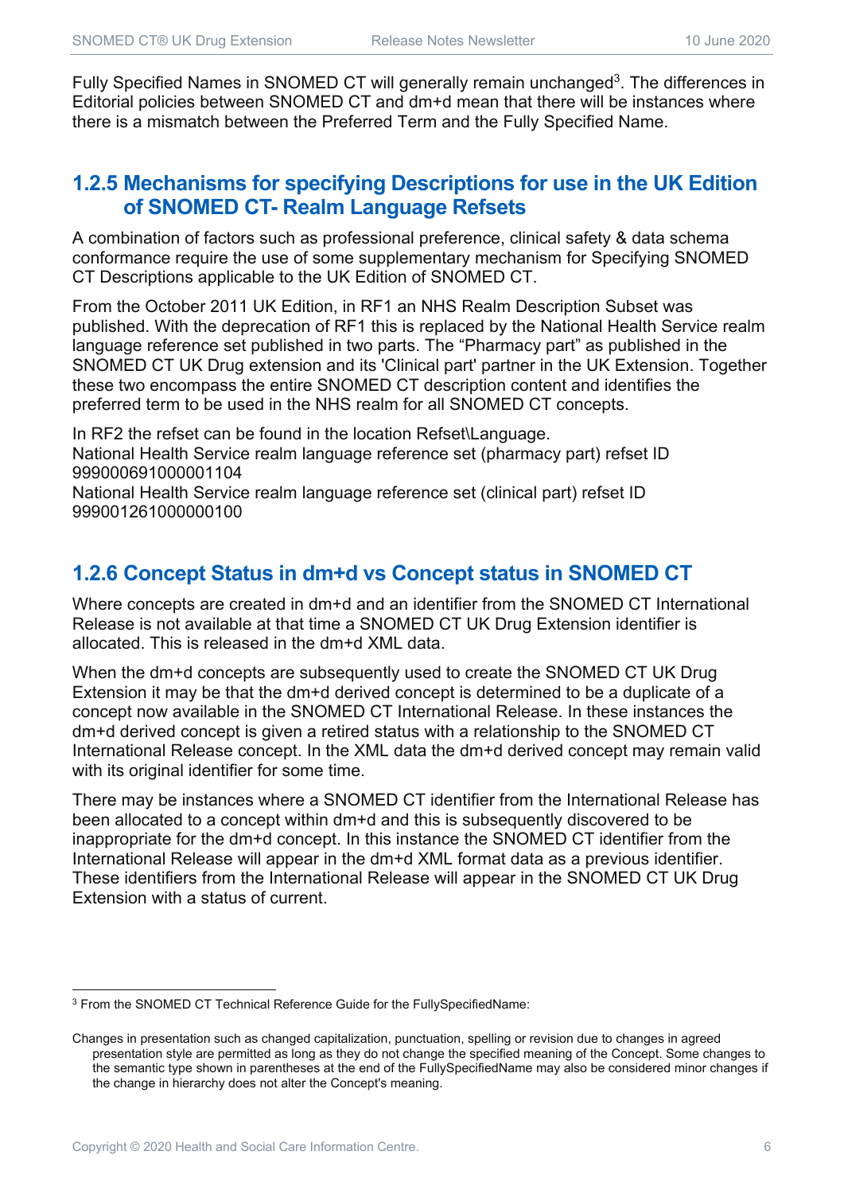Fully Specified Names in SNOMED CT will generally remain unchanged[3]. The differences in Editorial policies between SNOMED CT and dm+d mean that there will be instances where there is a mismatch between the Preferred Term and the Fully Specified Name.

### 1.2.5 Mechanisms for specifying Descriptions for use in the UK Edition of SNOMED CT- Realm Language Refsets

A combination of factors such as professional preference, clinical safety & data schema conformance require the use of some supplementary mechanism for Specifying SNOMED CT Descriptions applicable to the UK Edition of SNOMED CT.

From the October 2011 UK Edition, in RF1 an NHS Realm Description Subset was published. With the deprecation of RF1 this is replaced by the National Health Service realm language reference set published in two parts. The "Pharmacy part" as published in the SNOMED CT UK Drug extension and its 'Clinical part' partner in the UK Extension. Together these two encompass the entire SNOMED CT description content and identifies the preferred term to be used in the NHS realm for all SNOMED CT concepts.

In RF2 the refset can be found in the location Refset\Language.
National Health Service realm language reference set (pharmacy part) refset ID 999000691000001104
National Health Service realm language reference set (clinical part) refset ID 999001261000000100

### 1.2.6 Concept Status in dm+d vs Concept status in SNOMED CT

Where concepts are created in dm+d and an identifier from the SNOMED CT International Release is not available at that time a SNOMED CT UK Drug Extension identifier is allocated. This is released in the dm+d XML data.

When the dm+d concepts are subsequently used to create the SNOMED CT UK Drug Extension it may be that the dm+d derived concept is determined to be a duplicate of a concept now available in the SNOMED CT International Release. In these instances the dm+d derived concept is given a retired status with a relationship to the SNOMED CT International Release concept. In the XML data the dm+d derived concept may remain valid with its original identifier for some time.

There may be instances where a SNOMED CT identifier from the International Release has been allocated to a concept within dm+d and this is subsequently discovered to be inappropriate for the dm+d concept. In this instance the SNOMED CT identifier from the International Release will appear in the dm+d XML format data as a previous identifier. These identifiers from the International Release will appear in the SNOMED CT UK Drug Extension with a status of current.

---

[3] From the SNOMED CT Technical Reference Guide for the FullySpecifiedName:

Changes in presentation such as changed capitalization, punctuation, spelling or revision due to changes in agreed presentation style are permitted as long as they do not change the specified meaning of the Concept. Some changes to the semantic type shown in parentheses at the end of the FullySpecifiedName may also be considered minor changes if the change in hierarchy does not alter the Concept's meaning.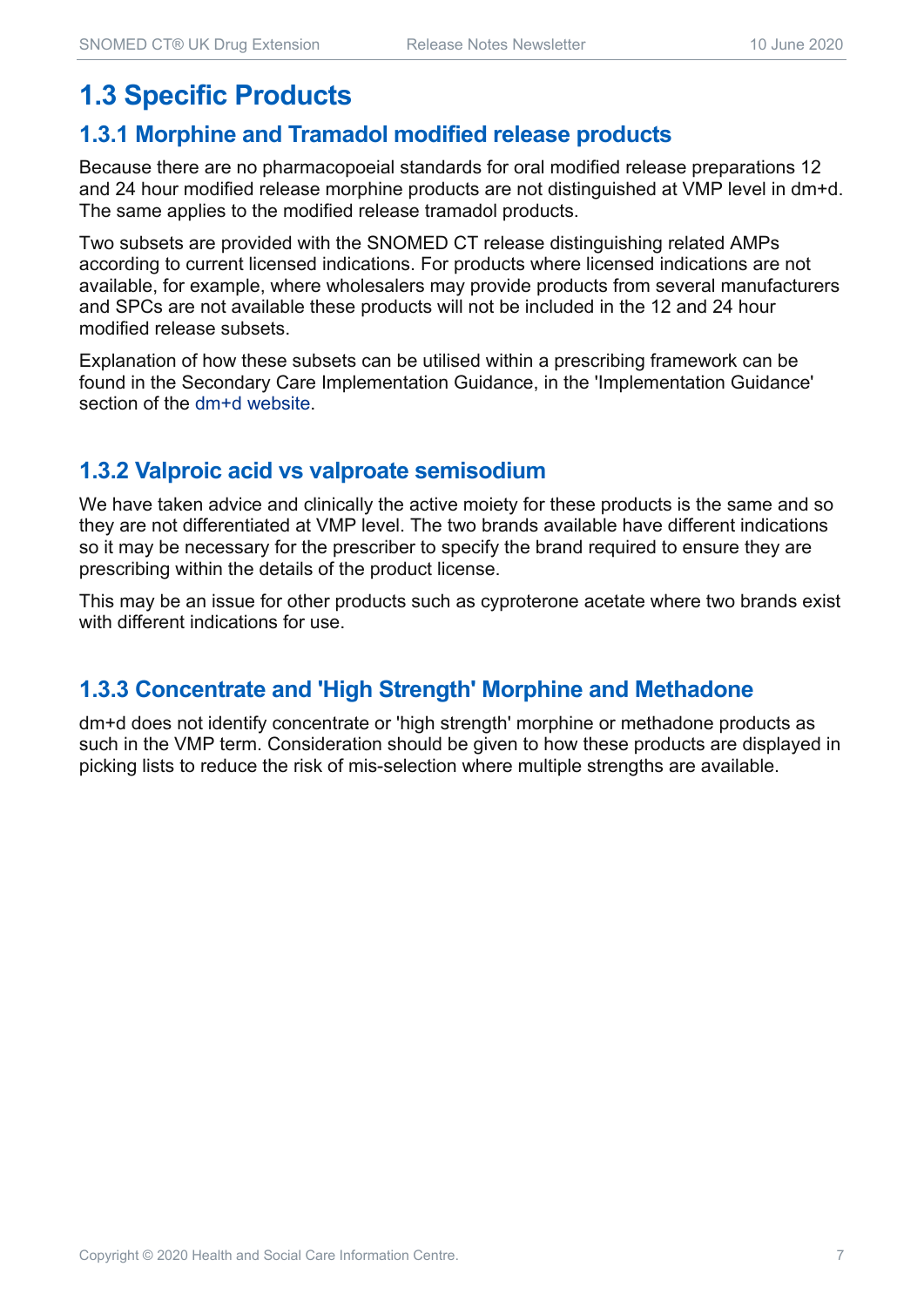## 1.3 Specific Products

### 1.3.1 Morphine and Tramadol modified release products

Because there are no pharmacopoeial standards for oral modified release preparations 12 and 24 hour modified release morphine products are not distinguished at VMP level in dm+d. The same applies to the modified release tramadol products.

Two subsets are provided with the SNOMED CT release distinguishing related AMPs according to current licensed indications. For products where licensed indications are not available, for example, where wholesalers may provide products from several manufacturers and SPCs are not available these products will not be included in the 12 and 24 hour modified release subsets.

Explanation of how these subsets can be utilised within a prescribing framework can be found in the Secondary Care Implementation Guidance, in the 'Implementation Guidance' section of the dm+d website.

### 1.3.2 Valproic acid vs valproate semisodium

We have taken advice and clinically the active moiety for these products is the same and so they are not differentiated at VMP level. The two brands available have different indications so it may be necessary for the prescriber to specify the brand required to ensure they are prescribing within the details of the product license.

This may be an issue for other products such as cyproterone acetate where two brands exist with different indications for use.

### 1.3.3 Concentrate and 'High Strength' Morphine and Methadone

dm+d does not identify concentrate or 'high strength' morphine or methadone products as such in the VMP term. Consideration should be given to how these products are displayed in picking lists to reduce the risk of mis-selection where multiple strengths are available.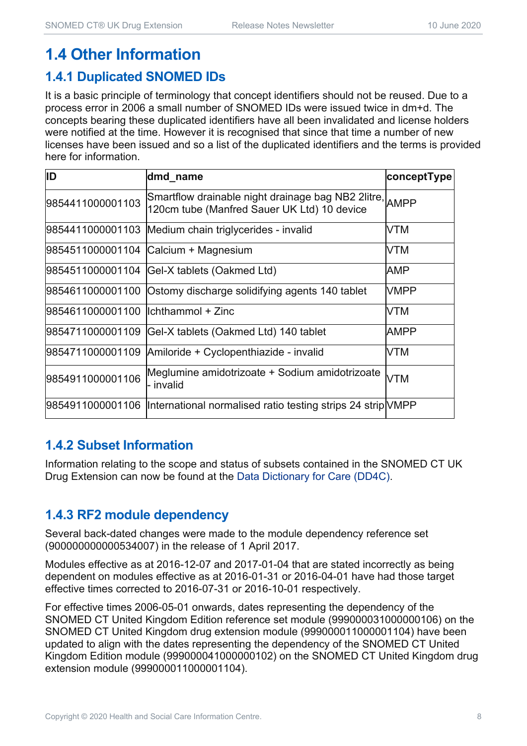# 1.4 Other Information

## 1.4.1 Duplicated SNOMED IDs

It is a basic principle of terminology that concept identifiers should not be reused. Due to a process error in 2006 a small number of SNOMED IDs were issued twice in dm+d. The concepts bearing these duplicated identifiers have all been invalidated and license holders were notified at the time. However it is recognised that since that time a number of new licenses have been issued and so a list of the duplicated identifiers and the terms is provided here for information.

| ID | dmd_name | conceptType |
|---|---|---|
| 9854411000001103 | Smartflow drainable night drainage bag NB2 2litre, 120cm tube (Manfred Sauer UK Ltd) 10 device | AMPP |
| 9854411000001103 | Medium chain triglycerides - invalid | VTM |
| 9854511000001104 | Calcium + Magnesium | VTM |
| 9854511000001104 | Gel-X tablets (Oakmed Ltd) | AMP |
| 9854611000001100 | Ostomy discharge solidifying agents 140 tablet | VMPP |
| 9854611000001100 | Ichthammol + Zinc | VTM |
| 9854711000001109 | Gel-X tablets (Oakmed Ltd) 140 tablet | AMPP |
| 9854711000001109 | Amiloride + Cyclopenthiazide - invalid | VTM |
| 9854911000001106 | Meglumine amidotrizoate + Sodium amidotrizoate - invalid | VTM |
| 9854911000001106 | International normalised ratio testing strips 24 strip | VMPP |

## 1.4.2 Subset Information

Information relating to the scope and status of subsets contained in the SNOMED CT UK Drug Extension can now be found at the Data Dictionary for Care (DD4C).

## 1.4.3 RF2 module dependency

Several back-dated changes were made to the module dependency reference set (900000000000534007) in the release of 1 April 2017.

Modules effective as at 2016-12-07 and 2017-01-04 that are stated incorrectly as being dependent on modules effective as at 2016-01-31 or 2016-04-01 have had those target effective times corrected to 2016-07-31 or 2016-10-01 respectively.

For effective times 2006-05-01 onwards, dates representing the dependency of the SNOMED CT United Kingdom Edition reference set module (999000031000000106) on the SNOMED CT United Kingdom drug extension module (999000011000001104) have been updated to align with the dates representing the dependency of the SNOMED CT United Kingdom Edition module (999000041000000102) on the SNOMED CT United Kingdom drug extension module (999000011000001104).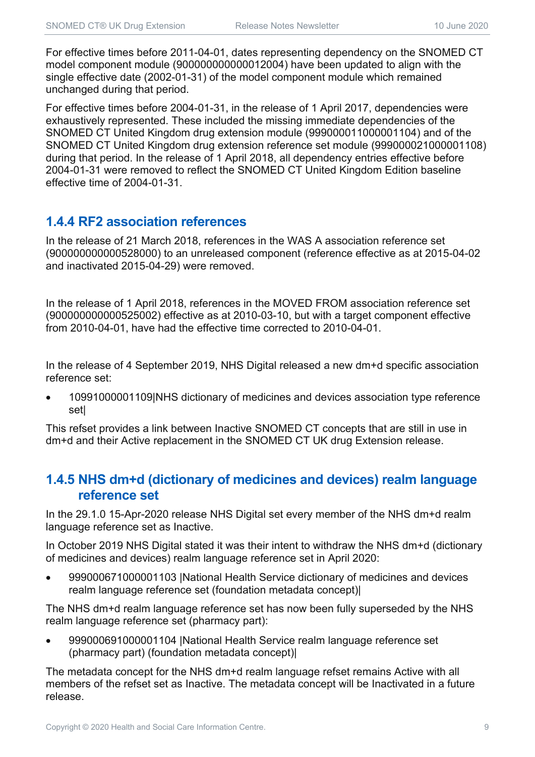For effective times before 2011-04-01, dates representing dependency on the SNOMED CT model component module (900000000000012004) have been updated to align with the single effective date (2002-01-31) of the model component module which remained unchanged during that period.

For effective times before 2004-01-31, in the release of 1 April 2017, dependencies were exhaustively represented. These included the missing immediate dependencies of the SNOMED CT United Kingdom drug extension module (999000011000001104) and of the SNOMED CT United Kingdom drug extension reference set module (999000021000001108) during that period. In the release of 1 April 2018, all dependency entries effective before 2004-01-31 were removed to reflect the SNOMED CT United Kingdom Edition baseline effective time of 2004-01-31.

### 1.4.4 RF2 association references

In the release of 21 March 2018, references in the WAS A association reference set (900000000000528000) to an unreleased component (reference effective as at 2015-04-02 and inactivated 2015-04-29) were removed.

In the release of 1 April 2018, references in the MOVED FROM association reference set (900000000000525002) effective as at 2010-03-10, but with a target component effective from 2010-04-01, have had the effective time corrected to 2010-04-01.

In the release of 4 September 2019, NHS Digital released a new dm+d specific association reference set:

- 10991000001109|NHS dictionary of medicines and devices association type reference set|

This refset provides a link between Inactive SNOMED CT concepts that are still in use in dm+d and their Active replacement in the SNOMED CT UK drug Extension release.

### 1.4.5 NHS dm+d (dictionary of medicines and devices) realm language reference set

In the 29.1.0 15-Apr-2020 release NHS Digital set every member of the NHS dm+d realm language reference set as Inactive.

In October 2019 NHS Digital stated it was their intent to withdraw the NHS dm+d (dictionary of medicines and devices) realm language reference set in April 2020:

- 999000671000001103 |National Health Service dictionary of medicines and devices realm language reference set (foundation metadata concept)|

The NHS dm+d realm language reference set has now been fully superseded by the NHS realm language reference set (pharmacy part):

- 999000691000001104 |National Health Service realm language reference set (pharmacy part) (foundation metadata concept)|

The metadata concept for the NHS dm+d realm language refset remains Active with all members of the refset set as Inactive. The metadata concept will be Inactivated in a future release.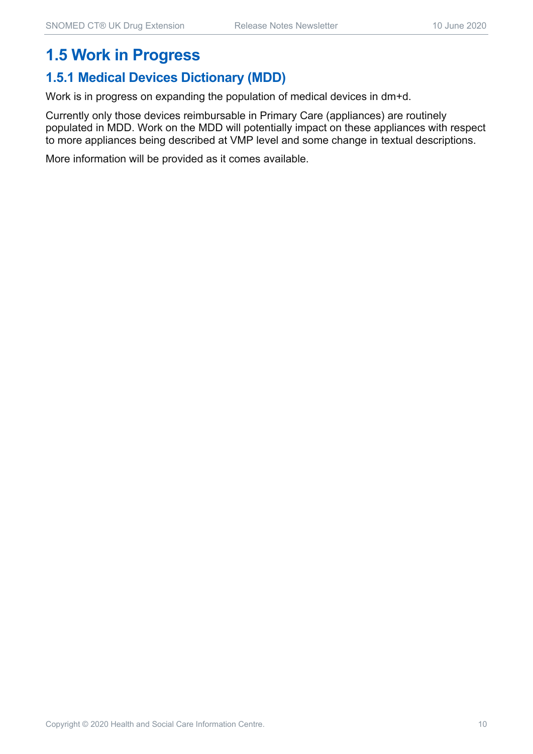## 1.5 Work in Progress

### 1.5.1 Medical Devices Dictionary (MDD)

Work is in progress on expanding the population of medical devices in dm+d.

Currently only those devices reimbursable in Primary Care (appliances) are routinely populated in MDD. Work on the MDD will potentially impact on these appliances with respect to more appliances being described at VMP level and some change in textual descriptions.

More information will be provided as it comes available.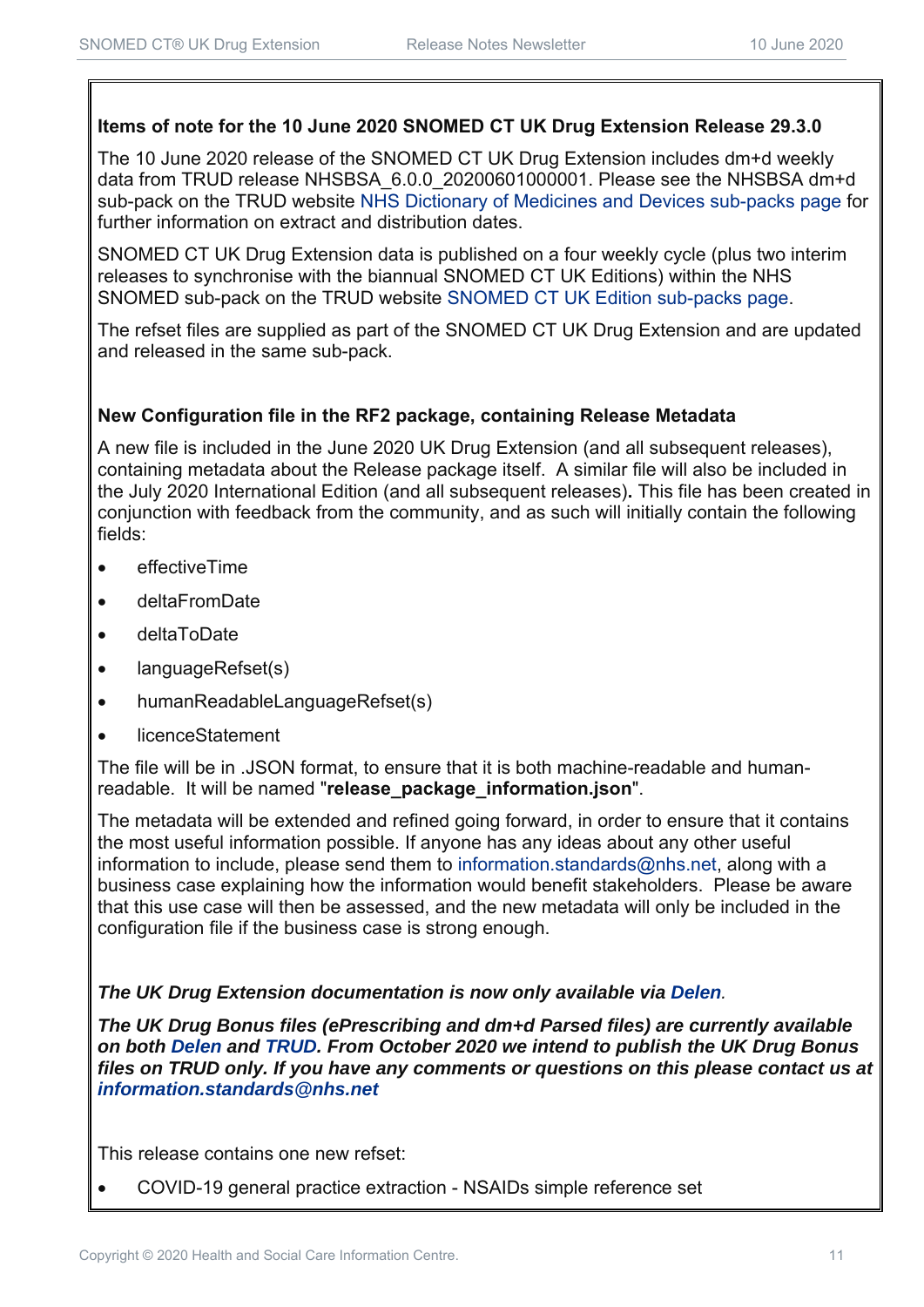**Items of note for the 10 June 2020 SNOMED CT UK Drug Extension Release 29.3.0**

The 10 June 2020 release of the SNOMED CT UK Drug Extension includes dm+d weekly data from TRUD release NHSBSA_6.0.0_20200601000001. Please see the NHSBSA dm+d sub-pack on the TRUD website NHS Dictionary of Medicines and Devices sub-packs page for further information on extract and distribution dates.

SNOMED CT UK Drug Extension data is published on a four weekly cycle (plus two interim releases to synchronise with the biannual SNOMED CT UK Editions) within the NHS SNOMED sub-pack on the TRUD website SNOMED CT UK Edition sub-packs page.

The refset files are supplied as part of the SNOMED CT UK Drug Extension and are updated and released in the same sub-pack.

**New Configuration file in the RF2 package, containing Release Metadata**

A new file is included in the June 2020 UK Drug Extension (and all subsequent releases), containing metadata about the Release package itself. A similar file will also be included in the July 2020 International Edition (and all subsequent releases). This file has been created in conjunction with feedback from the community, and as such will initially contain the following fields:

- effectiveTime
- deltaFromDate
- deltaToDate
- languageRefset(s)
- humanReadableLanguageRefset(s)
- licenceStatement

The file will be in .JSON format, to ensure that it is both machine-readable and human-readable. It will be named "**release_package_information.json**".

The metadata will be extended and refined going forward, in order to ensure that it contains the most useful information possible. If anyone has any ideas about any other useful information to include, please send them to information.standards@nhs.net, along with a business case explaining how the information would benefit stakeholders. Please be aware that this use case will then be assessed, and the new metadata will only be included in the configuration file if the business case is strong enough.

***The UK Drug Extension documentation is now only available via Delen.***

***The UK Drug Bonus files (ePrescribing and dm+d Parsed files) are currently available on both Delen and TRUD. From October 2020 we intend to publish the UK Drug Bonus files on TRUD only. If you have any comments or questions on this please contact us at information.standards@nhs.net***

This release contains one new refset:

- COVID-19 general practice extraction - NSAIDs simple reference set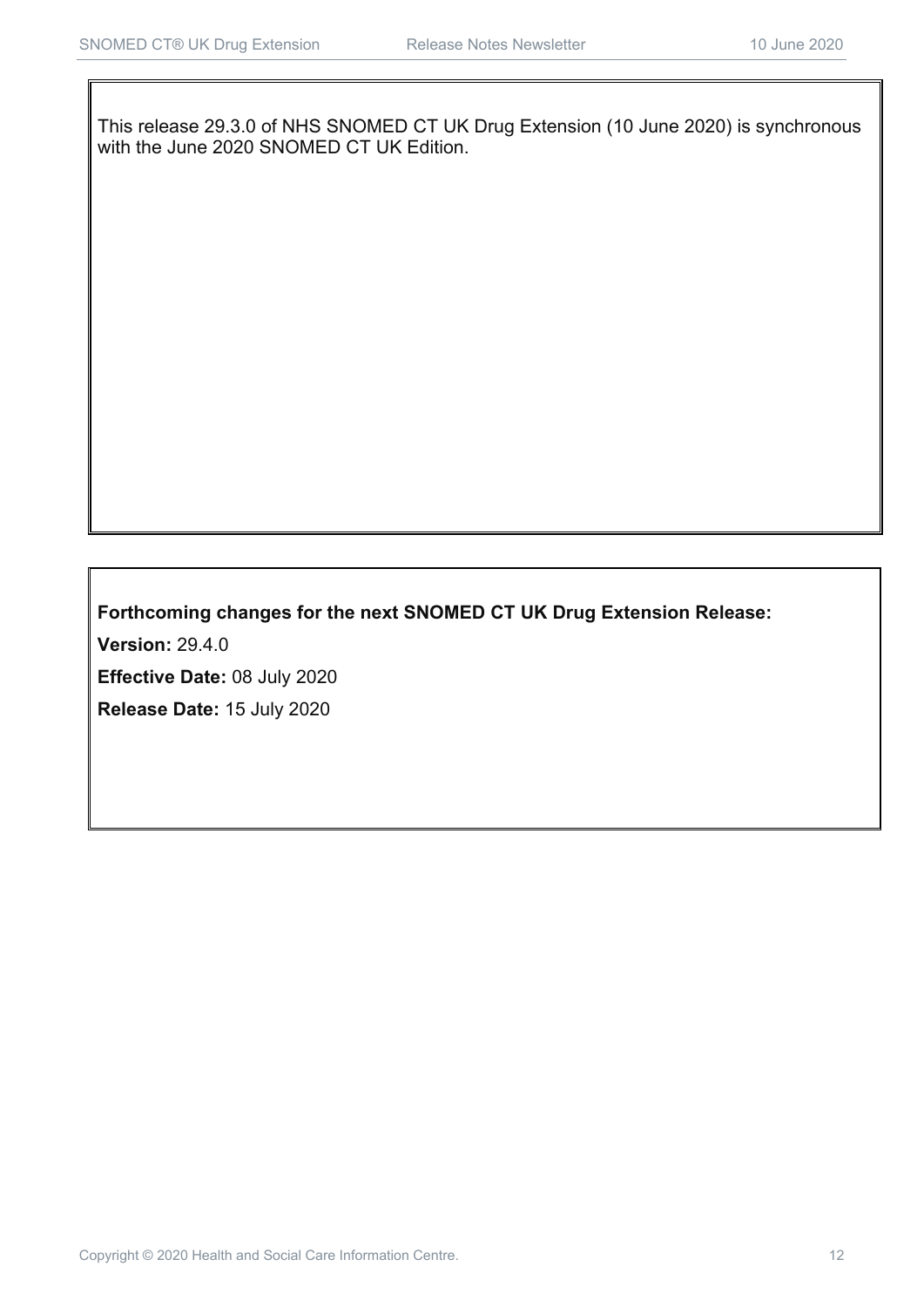This release 29.3.0 of NHS SNOMED CT UK Drug Extension (10 June 2020) is synchronous with the June 2020 SNOMED CT UK Edition.

**Forthcoming changes for the next SNOMED CT UK Drug Extension Release:**

**Version:** 29.4.0

**Effective Date:** 08 July 2020

**Release Date:** 15 July 2020

Copyright © 2020 Health and Social Care Information Centre.